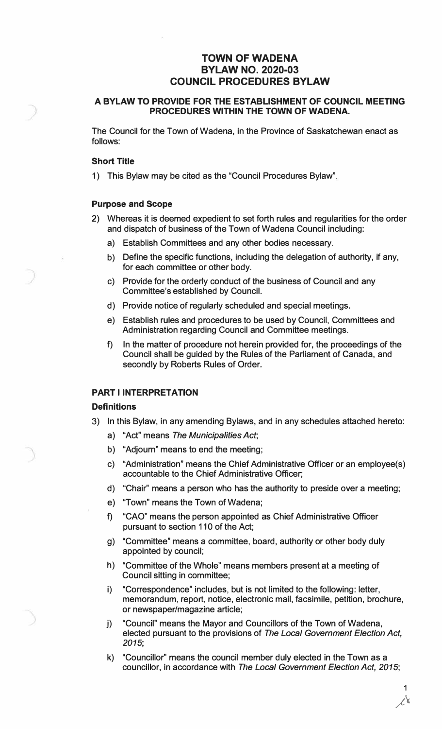# TOWN OF WADENA
# BYLAW NO. 2020-03
# COUNCIL PROCEDURES BYLAW

**A BYLAW TO PROVIDE FOR THE ESTABLISHMENT OF COUNCIL MEETING PROCEDURES WITHIN THE TOWN OF WADENA.**

The Council for the Town of Wadena, in the Province of Saskatchewan enact as follows:

### Short Title

1) This Bylaw may be cited as the "Council Procedures Bylaw".

### Purpose and Scope

2) Whereas it is deemed expedient to set forth rules and regularities for the order and dispatch of business of the Town of Wadena Council including:
   a) Establish Committees and any other bodies necessary.
   b) Define the specific functions, including the delegation of authority, if any, for each committee or other body.
   c) Provide for the orderly conduct of the business of Council and any Committee's established by Council.
   d) Provide notice of regularly scheduled and special meetings.
   e) Establish rules and procedures to be used by Council, Committees and Administration regarding Council and Committee meetings.
   f) In the matter of procedure not herein provided for, the proceedings of the Council shall be guided by the Rules of the Parliament of Canada, and secondly by Roberts Rules of Order.

## PART I INTERPRETATION

### Definitions

3) In this Bylaw, in any amending Bylaws, and in any schedules attached hereto:
   a) "Act" means *The Municipalities Act*;
   b) "Adjourn" means to end the meeting;
   c) "Administration" means the Chief Administrative Officer or an employee(s) accountable to the Chief Administrative Officer;
   d) "Chair" means a person who has the authority to preside over a meeting;
   e) "Town" means the Town of Wadena;
   f) "CAO" means the person appointed as Chief Administrative Officer pursuant to section 110 of the Act;
   g) "Committee" means a committee, board, authority or other body duly appointed by council;
   h) "Committee of the Whole" means members present at a meeting of Council sitting in committee;
   i) "Correspondence" includes, but is not limited to the following: letter, memorandum, report, notice, electronic mail, facsimile, petition, brochure, or newspaper/magazine article;
   j) "Council" means the Mayor and Councillors of the Town of Wadena, elected pursuant to the provisions of *The Local Government Election Act, 2015*;
   k) "Councillor" means the council member duly elected in the Town as a councillor, in accordance with *The Local Government Election Act, 2015*;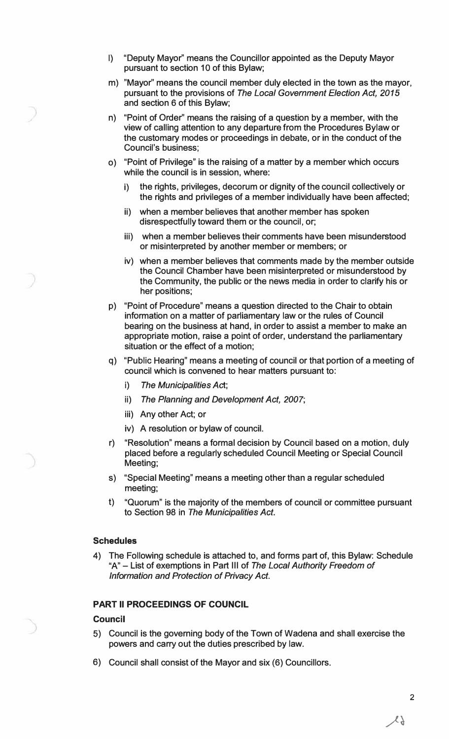l) "Deputy Mayor" means the Councillor appointed as the Deputy Mayor pursuant to section 10 of this Bylaw;

m) "Mayor" means the council member duly elected in the town as the mayor, pursuant to the provisions of *The Local Government Election Act, 2015* and section 6 of this Bylaw;

n) "Point of Order" means the raising of a question by a member, with the view of calling attention to any departure from the Procedures Bylaw or the customary modes or proceedings in debate, or in the conduct of the Council's business;

o) "Point of Privilege" is the raising of a matter by a member which occurs while the council is in session, where:

   i) the rights, privileges, decorum or dignity of the council collectively or the rights and privileges of a member individually have been affected;

   ii) when a member believes that another member has spoken disrespectfully toward them or the council, or;

   iii) when a member believes their comments have been misunderstood or misinterpreted by another member or members; or

   iv) when a member believes that comments made by the member outside the Council Chamber have been misinterpreted or misunderstood by the Community, the public or the news media in order to clarify his or her positions;

p) "Point of Procedure" means a question directed to the Chair to obtain information on a matter of parliamentary law or the rules of Council bearing on the business at hand, in order to assist a member to make an appropriate motion, raise a point of order, understand the parliamentary situation or the effect of a motion;

q) "Public Hearing" means a meeting of council or that portion of a meeting of council which is convened to hear matters pursuant to:

   i) *The Municipalities Act*;

   ii) *The Planning and Development Act, 2007*;

   iii) Any other Act; or

   iv) A resolution or bylaw of council.

r) "Resolution" means a formal decision by Council based on a motion, duly placed before a regularly scheduled Council Meeting or Special Council Meeting;

s) "Special Meeting" means a meeting other than a regular scheduled meeting;

t) "Quorum" is the majority of the members of council or committee pursuant to Section 98 in *The Municipalities Act*.

### Schedules

4) The Following schedule is attached to, and forms part of, this Bylaw: Schedule "A" – List of exemptions in Part III of *The Local Authority Freedom of Information and Protection of Privacy Act*.

## PART II PROCEEDINGS OF COUNCIL

### Council

5) Council is the governing body of the Town of Wadena and shall exercise the powers and carry out the duties prescribed by law.

6) Council shall consist of the Mayor and six (6) Councillors.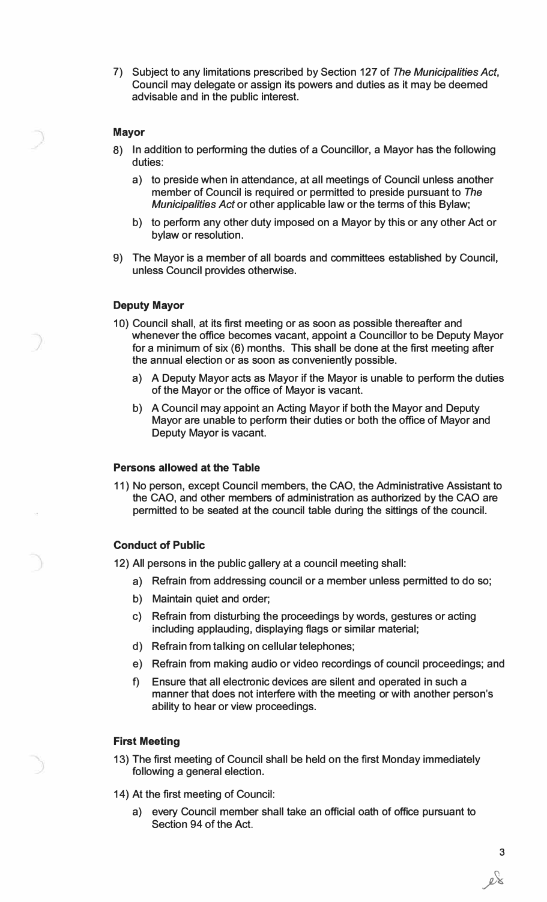7) Subject to any limitations prescribed by Section 127 of *The Municipalities Act*, Council may delegate or assign its powers and duties as it may be deemed advisable and in the public interest.

**Mayor**

8) In addition to performing the duties of a Councillor, a Mayor has the following duties:

   a) to preside when in attendance, at all meetings of Council unless another member of Council is required or permitted to preside pursuant to *The Municipalities Act* or other applicable law or the terms of this Bylaw;

   b) to perform any other duty imposed on a Mayor by this or any other Act or bylaw or resolution.

9) The Mayor is a member of all boards and committees established by Council, unless Council provides otherwise.

**Deputy Mayor**

10) Council shall, at its first meeting or as soon as possible thereafter and whenever the office becomes vacant, appoint a Councillor to be Deputy Mayor for a minimum of six (6) months. This shall be done at the first meeting after the annual election or as soon as conveniently possible.

   a) A Deputy Mayor acts as Mayor if the Mayor is unable to perform the duties of the Mayor or the office of Mayor is vacant.

   b) A Council may appoint an Acting Mayor if both the Mayor and Deputy Mayor are unable to perform their duties or both the office of Mayor and Deputy Mayor is vacant.

**Persons allowed at the Table**

11) No person, except Council members, the CAO, the Administrative Assistant to the CAO, and other members of administration as authorized by the CAO are permitted to be seated at the council table during the sittings of the council.

**Conduct of Public**

12) All persons in the public gallery at a council meeting shall:

   a) Refrain from addressing council or a member unless permitted to do so;

   b) Maintain quiet and order;

   c) Refrain from disturbing the proceedings by words, gestures or acting including applauding, displaying flags or similar material;

   d) Refrain from talking on cellular telephones;

   e) Refrain from making audio or video recordings of council proceedings; and

   f) Ensure that all electronic devices are silent and operated in such a manner that does not interfere with the meeting or with another person's ability to hear or view proceedings.

**First Meeting**

13) The first meeting of Council shall be held on the first Monday immediately following a general election.

14) At the first meeting of Council:

   a) every Council member shall take an official oath of office pursuant to Section 94 of the Act.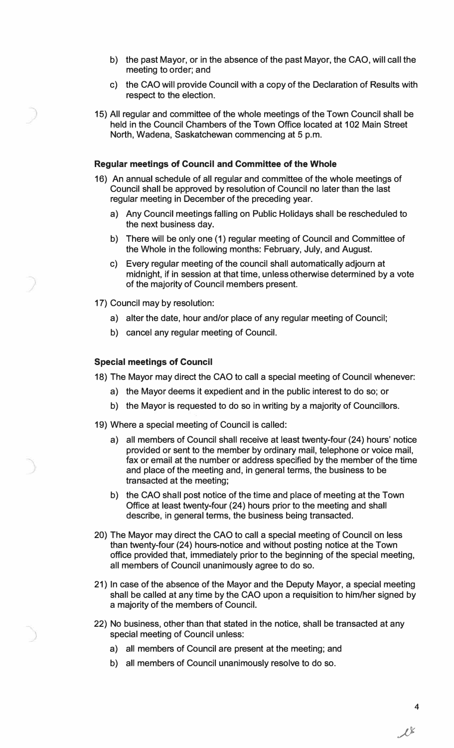b) the past Mayor, or in the absence of the past Mayor, the CAO, will call the meeting to order; and

c) the CAO will provide Council with a copy of the Declaration of Results with respect to the election.

15) All regular and committee of the whole meetings of the Town Council shall be held in the Council Chambers of the Town Office located at 102 Main Street North, Wadena, Saskatchewan commencing at 5 p.m.

### Regular meetings of Council and Committee of the Whole

16) An annual schedule of all regular and committee of the whole meetings of Council shall be approved by resolution of Council no later than the last regular meeting in December of the preceding year.

   a) Any Council meetings falling on Public Holidays shall be rescheduled to the next business day.

   b) There will be only one (1) regular meeting of Council and Committee of the Whole in the following months: February, July, and August.

   c) Every regular meeting of the council shall automatically adjourn at midnight, if in session at that time, unless otherwise determined by a vote of the majority of Council members present.

17) Council may by resolution:

   a) alter the date, hour and/or place of any regular meeting of Council;

   b) cancel any regular meeting of Council.

### Special meetings of Council

18) The Mayor may direct the CAO to call a special meeting of Council whenever:

   a) the Mayor deems it expedient and in the public interest to do so; or

   b) the Mayor is requested to do so in writing by a majority of Councillors.

19) Where a special meeting of Council is called:

   a) all members of Council shall receive at least twenty-four (24) hours' notice provided or sent to the member by ordinary mail, telephone or voice mail, fax or email at the number or address specified by the member of the time and place of the meeting and, in general terms, the business to be transacted at the meeting;

   b) the CAO shall post notice of the time and place of meeting at the Town Office at least twenty-four (24) hours prior to the meeting and shall describe, in general terms, the business being transacted.

20) The Mayor may direct the CAO to call a special meeting of Council on less than twenty-four (24) hours-notice and without posting notice at the Town office provided that, immediately prior to the beginning of the special meeting, all members of Council unanimously agree to do so.

21) In case of the absence of the Mayor and the Deputy Mayor, a special meeting shall be called at any time by the CAO upon a requisition to him/her signed by a majority of the members of Council.

22) No business, other than that stated in the notice, shall be transacted at any special meeting of Council unless:

   a) all members of Council are present at the meeting; and

   b) all members of Council unanimously resolve to do so.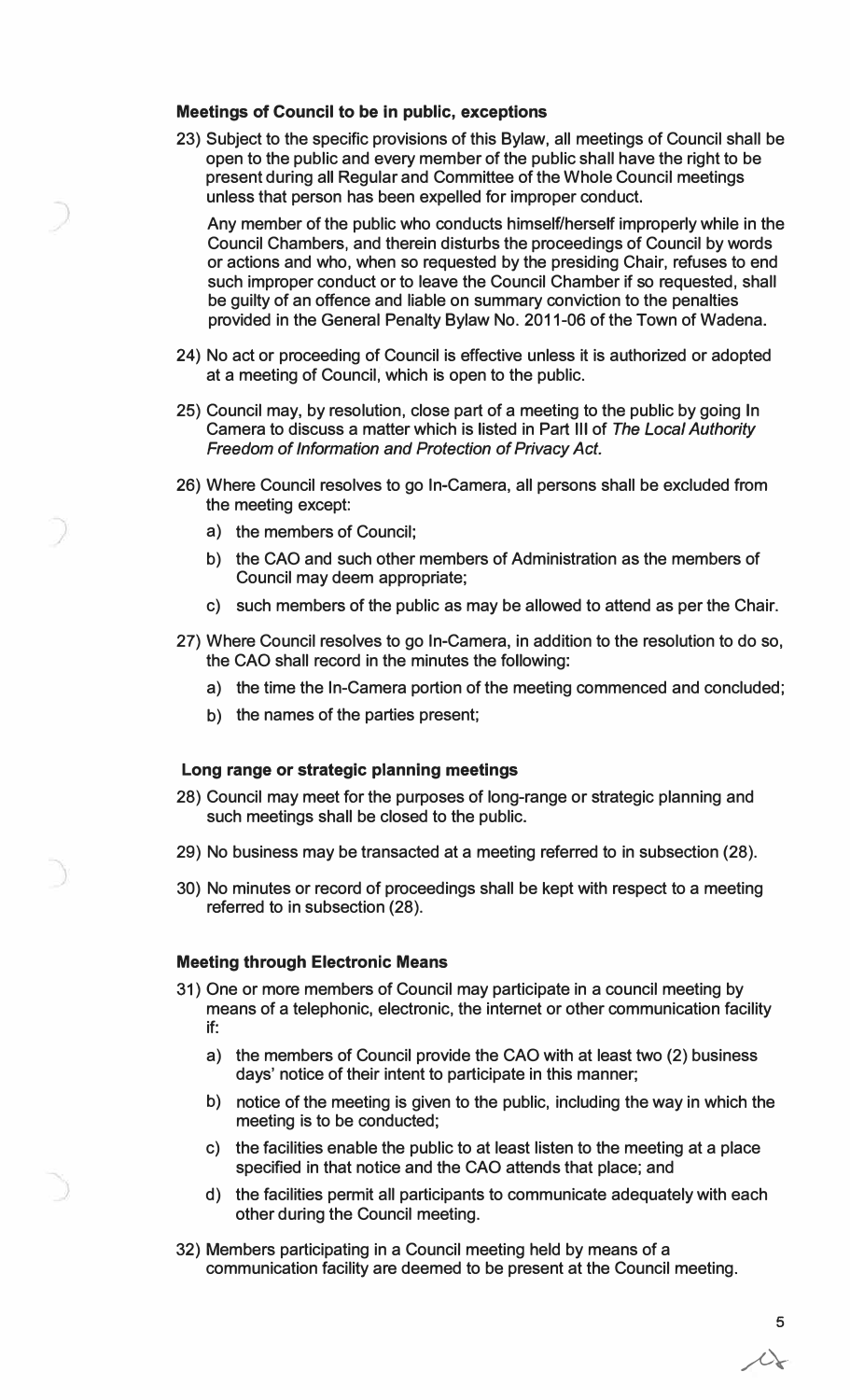**Meetings of Council to be in public, exceptions**

23) Subject to the specific provisions of this Bylaw, all meetings of Council shall be open to the public and every member of the public shall have the right to be present during all Regular and Committee of the Whole Council meetings unless that person has been expelled for improper conduct.

    Any member of the public who conducts himself/herself improperly while in the Council Chambers, and therein disturbs the proceedings of Council by words or actions and who, when so requested by the presiding Chair, refuses to end such improper conduct or to leave the Council Chamber if so requested, shall be guilty of an offence and liable on summary conviction to the penalties provided in the General Penalty Bylaw No. 2011-06 of the Town of Wadena.

24) No act or proceeding of Council is effective unless it is authorized or adopted at a meeting of Council, which is open to the public.

25) Council may, by resolution, close part of a meeting to the public by going In Camera to discuss a matter which is listed in Part III of *The Local Authority Freedom of Information and Protection of Privacy Act*.

26) Where Council resolves to go In-Camera, all persons shall be excluded from the meeting except:
    a) the members of Council;
    b) the CAO and such other members of Administration as the members of Council may deem appropriate;
    c) such members of the public as may be allowed to attend as per the Chair.

27) Where Council resolves to go In-Camera, in addition to the resolution to do so, the CAO shall record in the minutes the following:
    a) the time the In-Camera portion of the meeting commenced and concluded;
    b) the names of the parties present;

**Long range or strategic planning meetings**

28) Council may meet for the purposes of long-range or strategic planning and such meetings shall be closed to the public.

29) No business may be transacted at a meeting referred to in subsection (28).

30) No minutes or record of proceedings shall be kept with respect to a meeting referred to in subsection (28).

**Meeting through Electronic Means**

31) One or more members of Council may participate in a council meeting by means of a telephonic, electronic, the internet or other communication facility if:
    a) the members of Council provide the CAO with at least two (2) business days' notice of their intent to participate in this manner;
    b) notice of the meeting is given to the public, including the way in which the meeting is to be conducted;
    c) the facilities enable the public to at least listen to the meeting at a place specified in that notice and the CAO attends that place; and
    d) the facilities permit all participants to communicate adequately with each other during the Council meeting.

32) Members participating in a Council meeting held by means of a communication facility are deemed to be present at the Council meeting.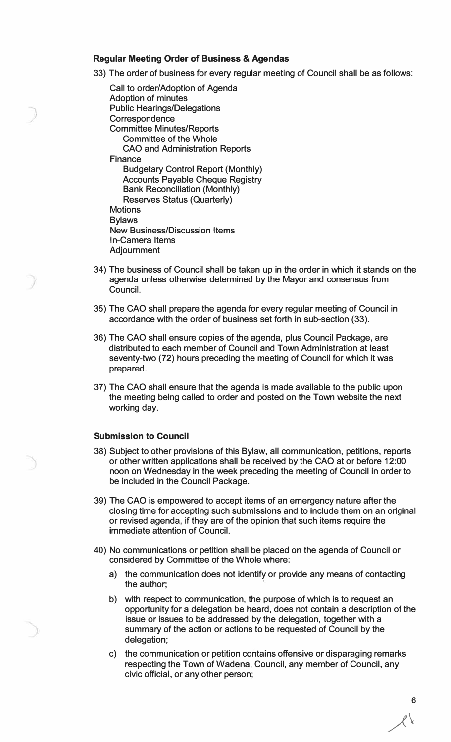**Regular Meeting Order of Business & Agendas**

33) The order of business for every regular meeting of Council shall be as follows:

Call to order/Adoption of Agenda
Adoption of minutes
Public Hearings/Delegations
Correspondence
Committee Minutes/Reports
  Committee of the Whole
  CAO and Administration Reports
Finance
  Budgetary Control Report (Monthly)
  Accounts Payable Cheque Registry
  Bank Reconciliation (Monthly)
  Reserves Status (Quarterly)
Motions
Bylaws
New Business/Discussion Items
In-Camera Items
Adjournment

34) The business of Council shall be taken up in the order in which it stands on the agenda unless otherwise determined by the Mayor and consensus from Council.

35) The CAO shall prepare the agenda for every regular meeting of Council in accordance with the order of business set forth in sub-section (33).

36) The CAO shall ensure copies of the agenda, plus Council Package, are distributed to each member of Council and Town Administration at least seventy-two (72) hours preceding the meeting of Council for which it was prepared.

37) The CAO shall ensure that the agenda is made available to the public upon the meeting being called to order and posted on the Town website the next working day.

**Submission to Council**

38) Subject to other provisions of this Bylaw, all communication, petitions, reports or other written applications shall be received by the CAO at or before 12:00 noon on Wednesday in the week preceding the meeting of Council in order to be included in the Council Package.

39) The CAO is empowered to accept items of an emergency nature after the closing time for accepting such submissions and to include them on an original or revised agenda, if they are of the opinion that such items require the immediate attention of Council.

40) No communications or petition shall be placed on the agenda of Council or considered by Committee of the Whole where:

   a) the communication does not identify or provide any means of contacting the author;

   b) with respect to communication, the purpose of which is to request an opportunity for a delegation be heard, does not contain a description of the issue or issues to be addressed by the delegation, together with a summary of the action or actions to be requested of Council by the delegation;

   c) the communication or petition contains offensive or disparaging remarks respecting the Town of Wadena, Council, any member of Council, any civic official, or any other person;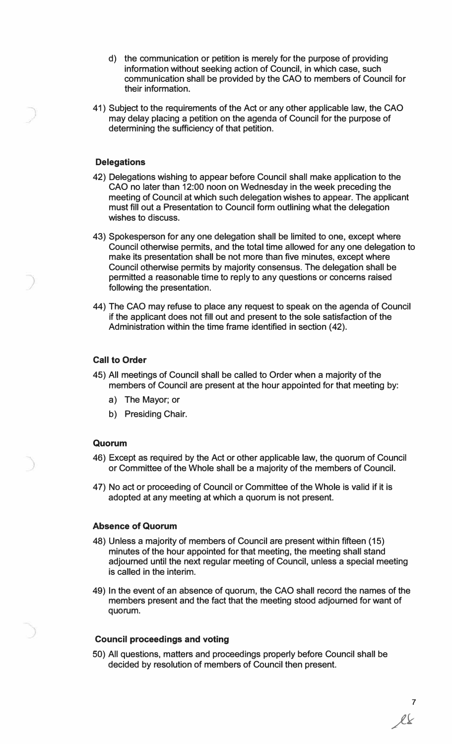d) the communication or petition is merely for the purpose of providing information without seeking action of Council, in which case, such communication shall be provided by the CAO to members of Council for their information.

41) Subject to the requirements of the Act or any other applicable law, the CAO may delay placing a petition on the agenda of Council for the purpose of determining the sufficiency of that petition.

### Delegations

42) Delegations wishing to appear before Council shall make application to the CAO no later than 12:00 noon on Wednesday in the week preceding the meeting of Council at which such delegation wishes to appear. The applicant must fill out a Presentation to Council form outlining what the delegation wishes to discuss.

43) Spokesperson for any one delegation shall be limited to one, except where Council otherwise permits, and the total time allowed for any one delegation to make its presentation shall be not more than five minutes, except where Council otherwise permits by majority consensus. The delegation shall be permitted a reasonable time to reply to any questions or concerns raised following the presentation.

44) The CAO may refuse to place any request to speak on the agenda of Council if the applicant does not fill out and present to the sole satisfaction of the Administration within the time frame identified in section (42).

### Call to Order

45) All meetings of Council shall be called to Order when a majority of the members of Council are present at the hour appointed for that meeting by:

   a) The Mayor; or

   b) Presiding Chair.

### Quorum

46) Except as required by the Act or other applicable law, the quorum of Council or Committee of the Whole shall be a majority of the members of Council.

47) No act or proceeding of Council or Committee of the Whole is valid if it is adopted at any meeting at which a quorum is not present.

### Absence of Quorum

48) Unless a majority of members of Council are present within fifteen (15) minutes of the hour appointed for that meeting, the meeting shall stand adjourned until the next regular meeting of Council, unless a special meeting is called in the interim.

49) In the event of an absence of quorum, the CAO shall record the names of the members present and the fact that the meeting stood adjourned for want of quorum.

### Council proceedings and voting

50) All questions, matters and proceedings properly before Council shall be decided by resolution of members of Council then present.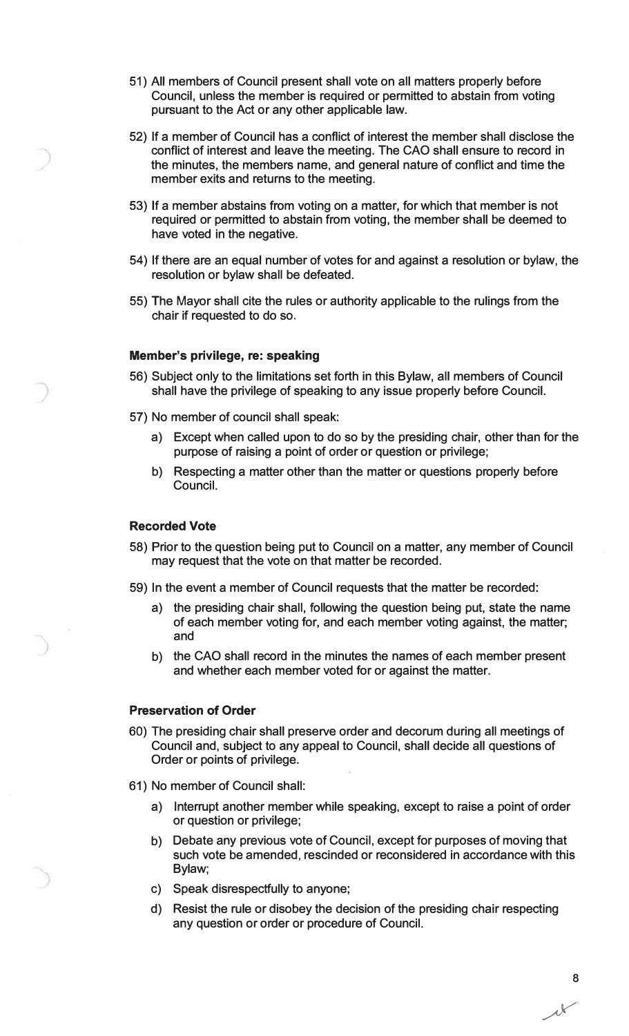51) All members of Council present shall vote on all matters properly before Council, unless the member is required or permitted to abstain from voting pursuant to the Act or any other applicable law.

52) If a member of Council has a conflict of interest the member shall disclose the conflict of interest and leave the meeting. The CAO shall ensure to record in the minutes, the members name, and general nature of conflict and time the member exits and returns to the meeting.

53) If a member abstains from voting on a matter, for which that member is not required or permitted to abstain from voting, the member shall be deemed to have voted in the negative.

54) If there are an equal number of votes for and against a resolution or bylaw, the resolution or bylaw shall be defeated.

55) The Mayor shall cite the rules or authority applicable to the rulings from the chair if requested to do so.

### Member's privilege, re: speaking

56) Subject only to the limitations set forth in this Bylaw, all members of Council shall have the privilege of speaking to any issue properly before Council.

57) No member of council shall speak:

   a) Except when called upon to do so by the presiding chair, other than for the purpose of raising a point of order or question or privilege;

   b) Respecting a matter other than the matter or questions properly before Council.

### Recorded Vote

58) Prior to the question being put to Council on a matter, any member of Council may request that the vote on that matter be recorded.

59) In the event a member of Council requests that the matter be recorded:

   a) the presiding chair shall, following the question being put, state the name of each member voting for, and each member voting against, the matter; and

   b) the CAO shall record in the minutes the names of each member present and whether each member voted for or against the matter.

### Preservation of Order

60) The presiding chair shall preserve order and decorum during all meetings of Council and, subject to any appeal to Council, shall decide all questions of Order or points of privilege.

61) No member of Council shall:

   a) Interrupt another member while speaking, except to raise a point of order or question or privilege;

   b) Debate any previous vote of Council, except for purposes of moving that such vote be amended, rescinded or reconsidered in accordance with this Bylaw;

   c) Speak disrespectfully to anyone;

   d) Resist the rule or disobey the decision of the presiding chair respecting any question or order or procedure of Council.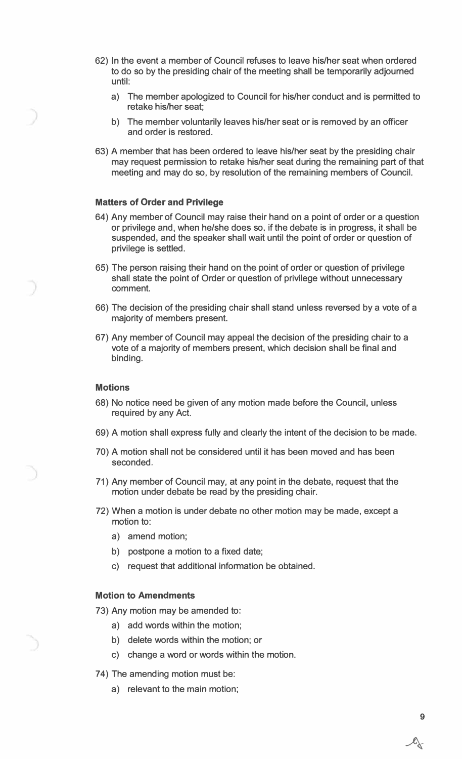62) In the event a member of Council refuses to leave his/her seat when ordered to do so by the presiding chair of the meeting shall be temporarily adjourned until:

    a) The member apologized to Council for his/her conduct and is permitted to retake his/her seat;

    b) The member voluntarily leaves his/her seat or is removed by an officer and order is restored.

63) A member that has been ordered to leave his/her seat by the presiding chair may request permission to retake his/her seat during the remaining part of that meeting and may do so, by resolution of the remaining members of Council.

### Matters of Order and Privilege

64) Any member of Council may raise their hand on a point of order or a question or privilege and, when he/she does so, if the debate is in progress, it shall be suspended, and the speaker shall wait until the point of order or question of privilege is settled.

65) The person raising their hand on the point of order or question of privilege shall state the point of Order or question of privilege without unnecessary comment.

66) The decision of the presiding chair shall stand unless reversed by a vote of a majority of members present.

67) Any member of Council may appeal the decision of the presiding chair to a vote of a majority of members present, which decision shall be final and binding.

### Motions

68) No notice need be given of any motion made before the Council, unless required by any Act.

69) A motion shall express fully and clearly the intent of the decision to be made.

70) A motion shall not be considered until it has been moved and has been seconded.

71) Any member of Council may, at any point in the debate, request that the motion under debate be read by the presiding chair.

72) When a motion is under debate no other motion may be made, except a motion to:

    a) amend motion;

    b) postpone a motion to a fixed date;

    c) request that additional information be obtained.

### Motion to Amendments

73) Any motion may be amended to:

    a) add words within the motion;

    b) delete words within the motion; or

    c) change a word or words within the motion.

74) The amending motion must be:

    a) relevant to the main motion;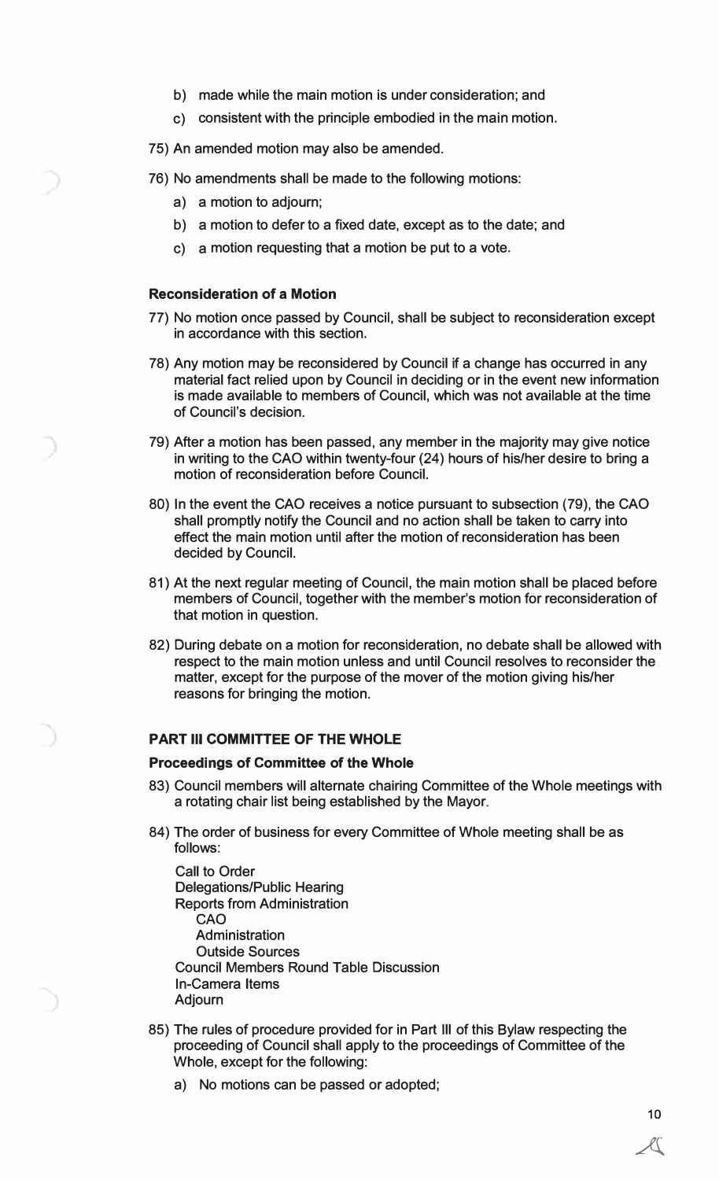b) made while the main motion is under consideration; and

c) consistent with the principle embodied in the main motion.

75) An amended motion may also be amended.

76) No amendments shall be made to the following motions:

a) a motion to adjourn;

b) a motion to defer to a fixed date, except as to the date; and

c) a motion requesting that a motion be put to a vote.

### Reconsideration of a Motion

77) No motion once passed by Council, shall be subject to reconsideration except in accordance with this section.

78) Any motion may be reconsidered by Council if a change has occurred in any material fact relied upon by Council in deciding or in the event new information is made available to members of Council, which was not available at the time of Council's decision.

79) After a motion has been passed, any member in the majority may give notice in writing to the CAO within twenty-four (24) hours of his/her desire to bring a motion of reconsideration before Council.

80) In the event the CAO receives a notice pursuant to subsection (79), the CAO shall promptly notify the Council and no action shall be taken to carry into effect the main motion until after the motion of reconsideration has been decided by Council.

81) At the next regular meeting of Council, the main motion shall be placed before members of Council, together with the member's motion for reconsideration of that motion in question.

82) During debate on a motion for reconsideration, no debate shall be allowed with respect to the main motion unless and until Council resolves to reconsider the matter, except for the purpose of the mover of the motion giving his/her reasons for bringing the motion.

## PART III COMMITTEE OF THE WHOLE

### Proceedings of Committee of the Whole

83) Council members will alternate chairing Committee of the Whole meetings with a rotating chair list being established by the Mayor.

84) The order of business for every Committee of Whole meeting shall be as follows:

Call to Order
Delegations/Public Hearing
Reports from Administration
- CAO
- Administration
- Outside Sources

Council Members Round Table Discussion
In-Camera Items
Adjourn

85) The rules of procedure provided for in Part III of this Bylaw respecting the proceeding of Council shall apply to the proceedings of Committee of the Whole, except for the following:

a) No motions can be passed or adopted;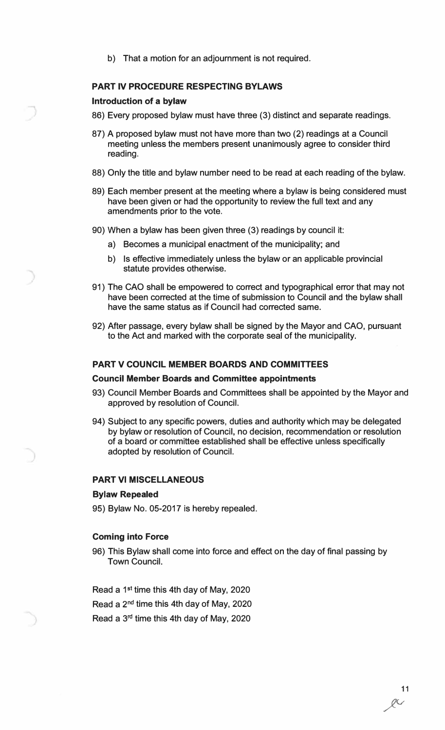b) That a motion for an adjournment is not required.

### PART IV PROCEDURE RESPECTING BYLAWS

#### Introduction of a bylaw

86) Every proposed bylaw must have three (3) distinct and separate readings.

87) A proposed bylaw must not have more than two (2) readings at a Council meeting unless the members present unanimously agree to consider third reading.

88) Only the title and bylaw number need to be read at each reading of the bylaw.

89) Each member present at the meeting where a bylaw is being considered must have been given or had the opportunity to review the full text and any amendments prior to the vote.

90) When a bylaw has been given three (3) readings by council it:

   a) Becomes a municipal enactment of the municipality; and

   b) Is effective immediately unless the bylaw or an applicable provincial statute provides otherwise.

91) The CAO shall be empowered to correct and typographical error that may not have been corrected at the time of submission to Council and the bylaw shall have the same status as if Council had corrected same.

92) After passage, every bylaw shall be signed by the Mayor and CAO, pursuant to the Act and marked with the corporate seal of the municipality.

### PART V COUNCIL MEMBER BOARDS AND COMMITTEES

#### Council Member Boards and Committee appointments

93) Council Member Boards and Committees shall be appointed by the Mayor and approved by resolution of Council.

94) Subject to any specific powers, duties and authority which may be delegated by bylaw or resolution of Council, no decision, recommendation or resolution of a board or committee established shall be effective unless specifically adopted by resolution of Council.

### PART VI MISCELLANEOUS

#### Bylaw Repealed

95) Bylaw No. 05-2017 is hereby repealed.

#### Coming into Force

96) This Bylaw shall come into force and effect on the day of final passing by Town Council.

Read a 1st time this 4th day of May, 2020

Read a 2nd time this 4th day of May, 2020

Read a 3rd time this 4th day of May, 2020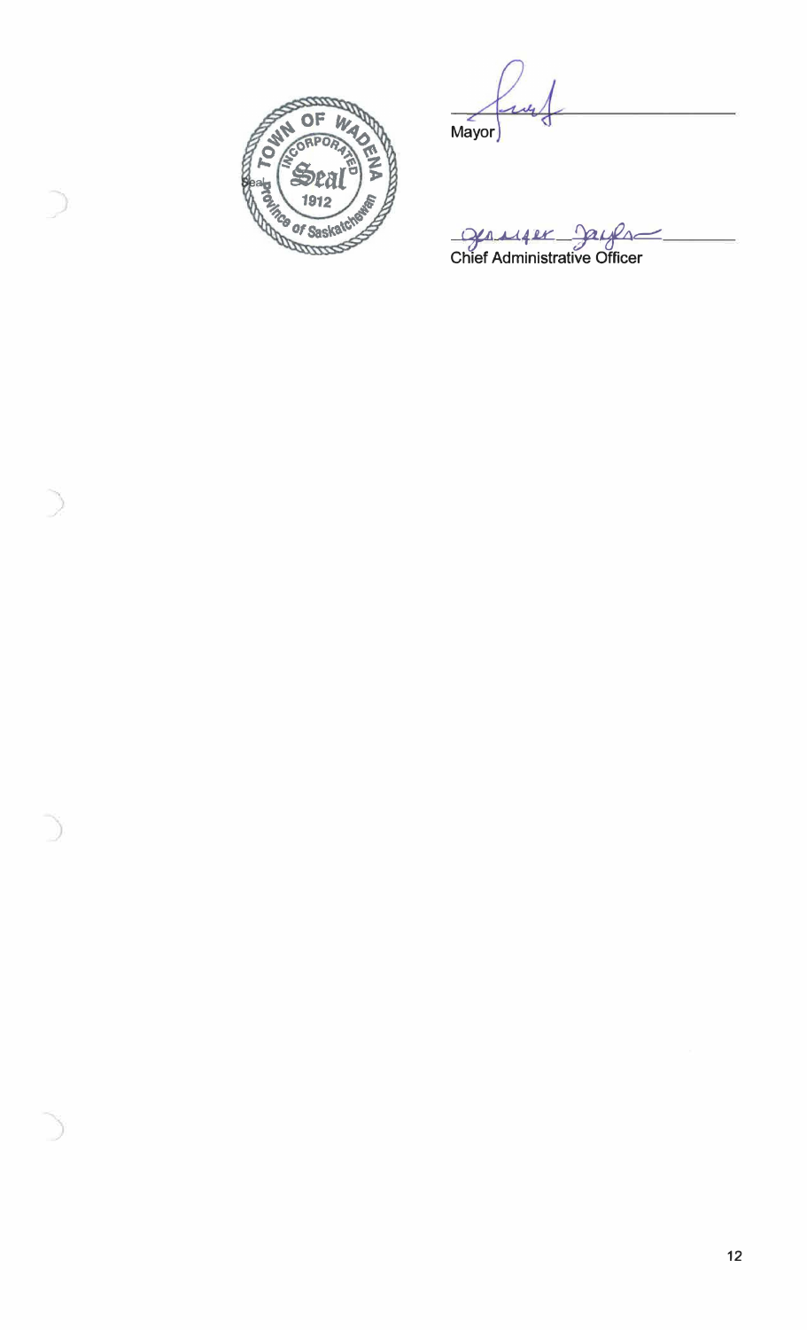TOWN OF WADENA
INCORPORATED
Seal
1912
Province of Saskatchewan

Seal

Mayor

Chief Administrative Officer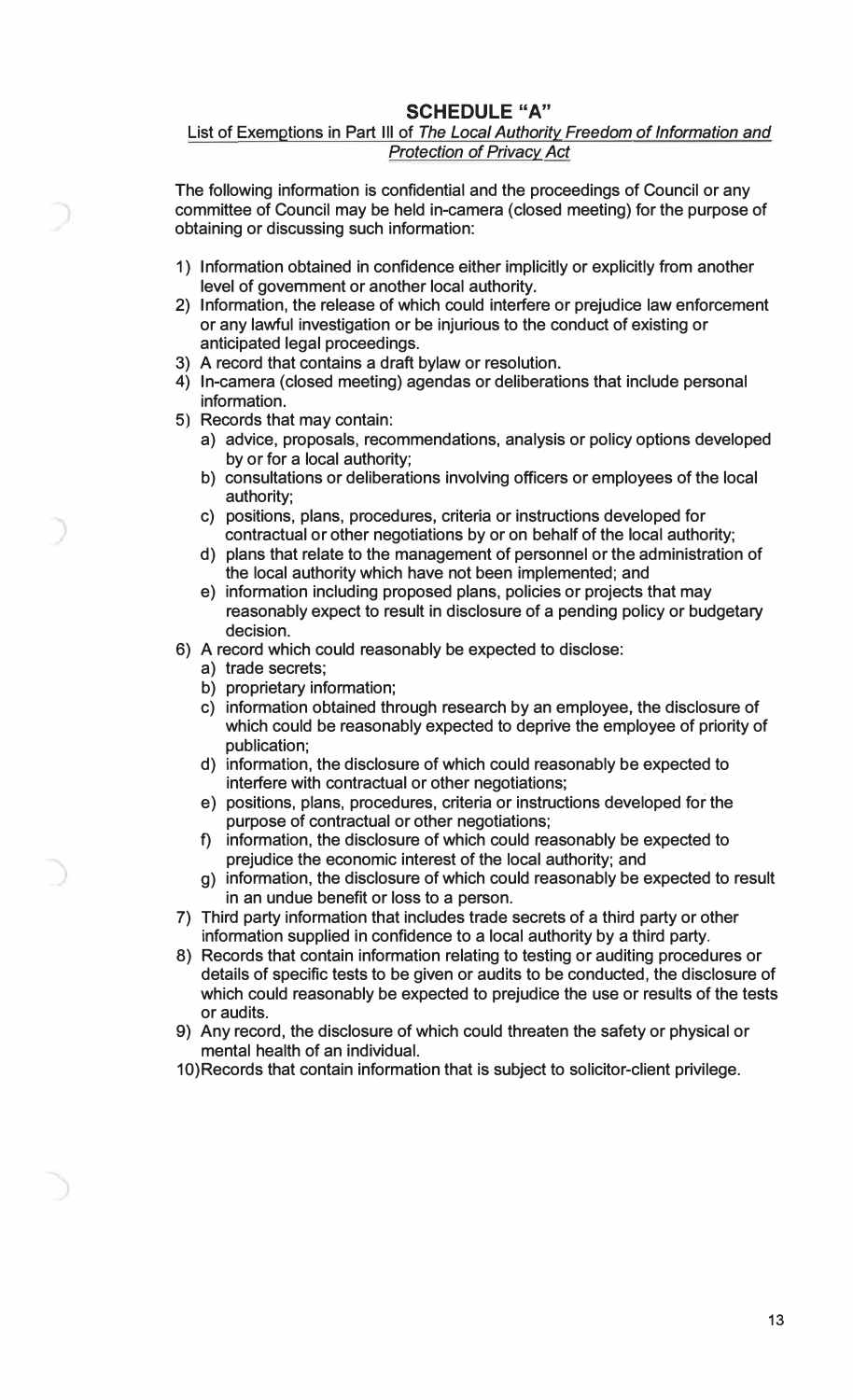## SCHEDULE "A"

List of Exemptions in Part III of *The Local Authority Freedom of Information and Protection of Privacy Act*

The following information is confidential and the proceedings of Council or any committee of Council may be held in-camera (closed meeting) for the purpose of obtaining or discussing such information:

1) Information obtained in confidence either implicitly or explicitly from another level of government or another local authority.
2) Information, the release of which could interfere or prejudice law enforcement or any lawful investigation or be injurious to the conduct of existing or anticipated legal proceedings.
3) A record that contains a draft bylaw or resolution.
4) In-camera (closed meeting) agendas or deliberations that include personal information.
5) Records that may contain:
   a) advice, proposals, recommendations, analysis or policy options developed by or for a local authority;
   b) consultations or deliberations involving officers or employees of the local authority;
   c) positions, plans, procedures, criteria or instructions developed for contractual or other negotiations by or on behalf of the local authority;
   d) plans that relate to the management of personnel or the administration of the local authority which have not been implemented; and
   e) information including proposed plans, policies or projects that may reasonably expect to result in disclosure of a pending policy or budgetary decision.
6) A record which could reasonably be expected to disclose:
   a) trade secrets;
   b) proprietary information;
   c) information obtained through research by an employee, the disclosure of which could be reasonably expected to deprive the employee of priority of publication;
   d) information, the disclosure of which could reasonably be expected to interfere with contractual or other negotiations;
   e) positions, plans, procedures, criteria or instructions developed for the purpose of contractual or other negotiations;
   f) information, the disclosure of which could reasonably be expected to prejudice the economic interest of the local authority; and
   g) information, the disclosure of which could reasonably be expected to result in an undue benefit or loss to a person.
7) Third party information that includes trade secrets of a third party or other information supplied in confidence to a local authority by a third party.
8) Records that contain information relating to testing or auditing procedures or details of specific tests to be given or audits to be conducted, the disclosure of which could reasonably be expected to prejudice the use or results of the tests or audits.
9) Any record, the disclosure of which could threaten the safety or physical or mental health of an individual.
10) Records that contain information that is subject to solicitor-client privilege.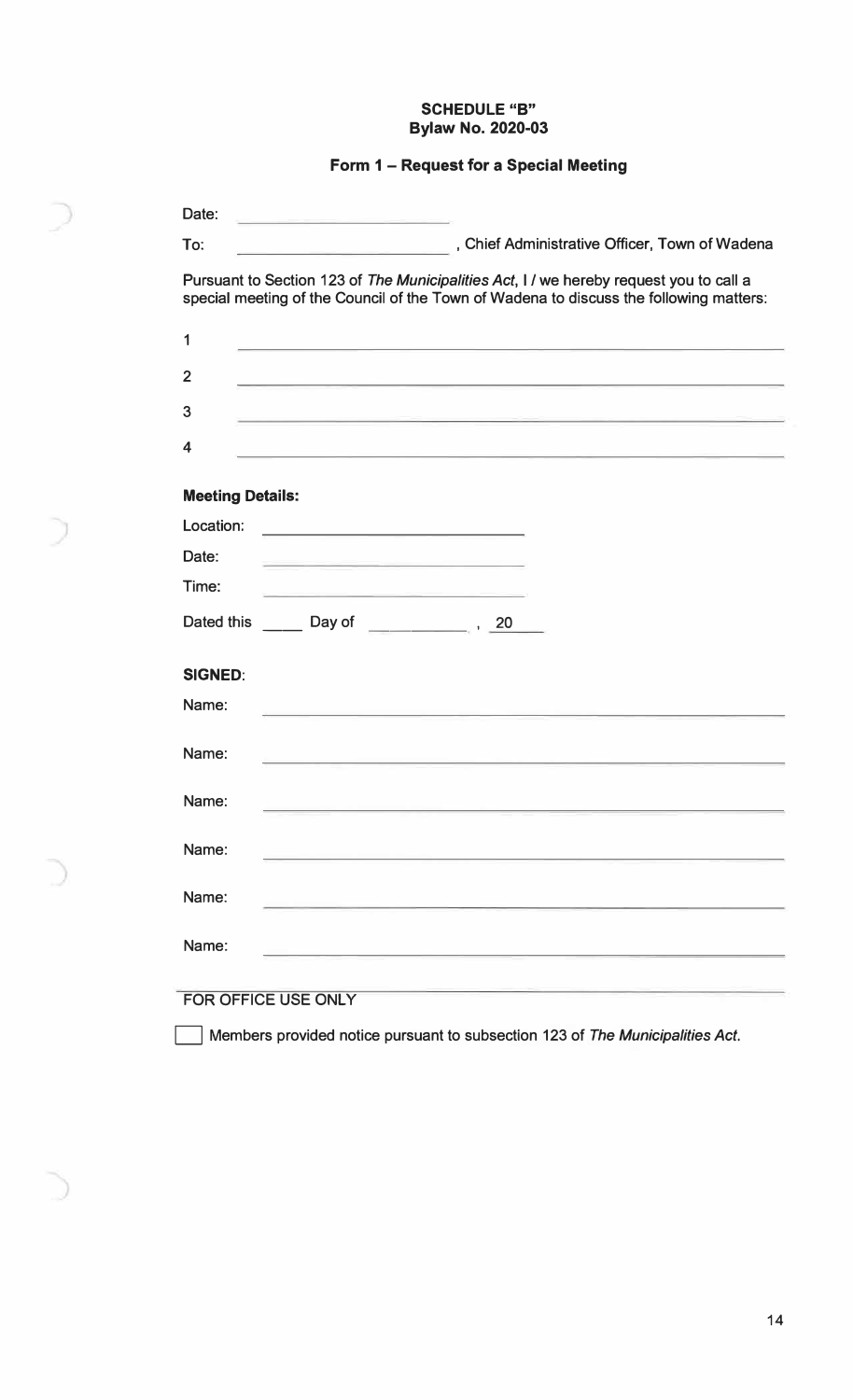**SCHEDULE "B"**
**Bylaw No. 2020-03**

## Form 1 – Request for a Special Meeting

Date: ____________________

To: ____________________, Chief Administrative Officer, Town of Wadena

Pursuant to Section 123 of *The Municipalities Act*, I / we hereby request you to call a special meeting of the Council of the Town of Wadena to discuss the following matters:

1 ________________________________________________

2 ________________________________________________

3 ________________________________________________

4 ________________________________________________

**Meeting Details:**

Location: ____________________

Date: ____________________

Time: ____________________

Dated this _____ Day of ____________, 20____

**SIGNED**:

Name: ________________________________________________

Name: ________________________________________________

Name: ________________________________________________

Name: ________________________________________________

Name: ________________________________________________

Name: ________________________________________________

FOR OFFICE USE ONLY

☐ Members provided notice pursuant to subsection 123 of *The Municipalities Act*.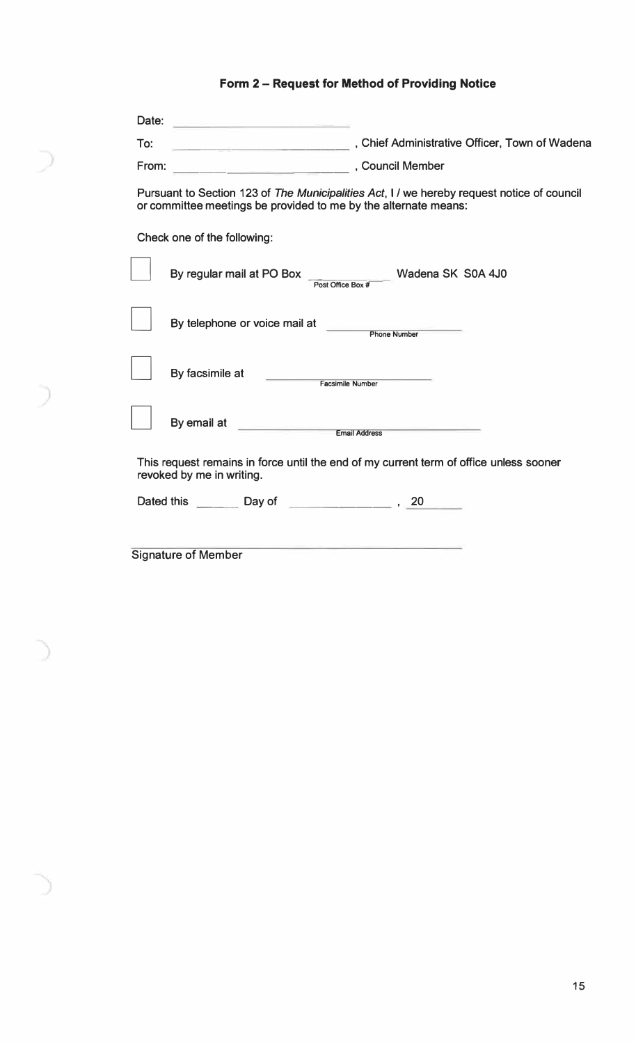## Form 2 – Request for Method of Providing Notice

Date: ____________________

To: ____________________ , Chief Administrative Officer, Town of Wadena

From: ____________________ , Council Member

Pursuant to Section 123 of *The Municipalities Act*, I / we hereby request notice of council or committee meetings be provided to me by the alternate means:

Check one of the following:

- ☐ By regular mail at PO Box ________ Wadena SK S0A 4J0
  (Post Office Box #)
- ☐ By telephone or voice mail at ____________________
  (Phone Number)
- ☐ By facsimile at ____________________
  (Facsimile Number)
- ☐ By email at ____________________
  (Email Address)

This request remains in force until the end of my current term of office unless sooner revoked by me in writing.

Dated this ______ Day of ______________ , 20______

______________________________

Signature of Member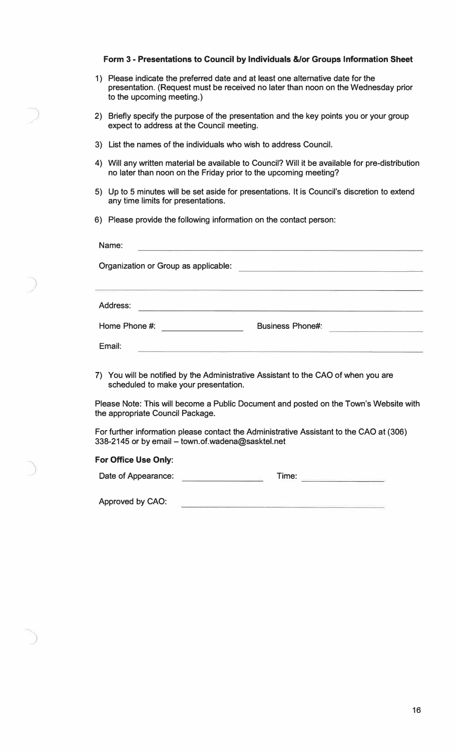**Form 3 - Presentations to Council by Individuals &/or Groups Information Sheet**

1) Please indicate the preferred date and at least one alternative date for the presentation. (Request must be received no later than noon on the Wednesday prior to the upcoming meeting.)

2) Briefly specify the purpose of the presentation and the key points you or your group expect to address at the Council meeting.

3) List the names of the individuals who wish to address Council.

4) Will any written material be available to Council? Will it be available for pre-distribution no later than noon on the Friday prior to the upcoming meeting?

5) Up to 5 minutes will be set aside for presentations. It is Council's discretion to extend any time limits for presentations.

6) Please provide the following information on the contact person:

Name: ______________________________

Organization or Group as applicable: ______________________________

______________________________

Address: ______________________________

Home Phone #: ______________ Business Phone#: ______________

Email: ______________________________

7) You will be notified by the Administrative Assistant to the CAO of when you are scheduled to make your presentation.

Please Note: This will become a Public Document and posted on the Town's Website with the appropriate Council Package.

For further information please contact the Administrative Assistant to the CAO at (306) 338-2145 or by email – town.of.wadena@sasktel.net

**For Office Use Only**:

Date of Appearance: ______________ Time: ______________

Approved by CAO: ______________________________